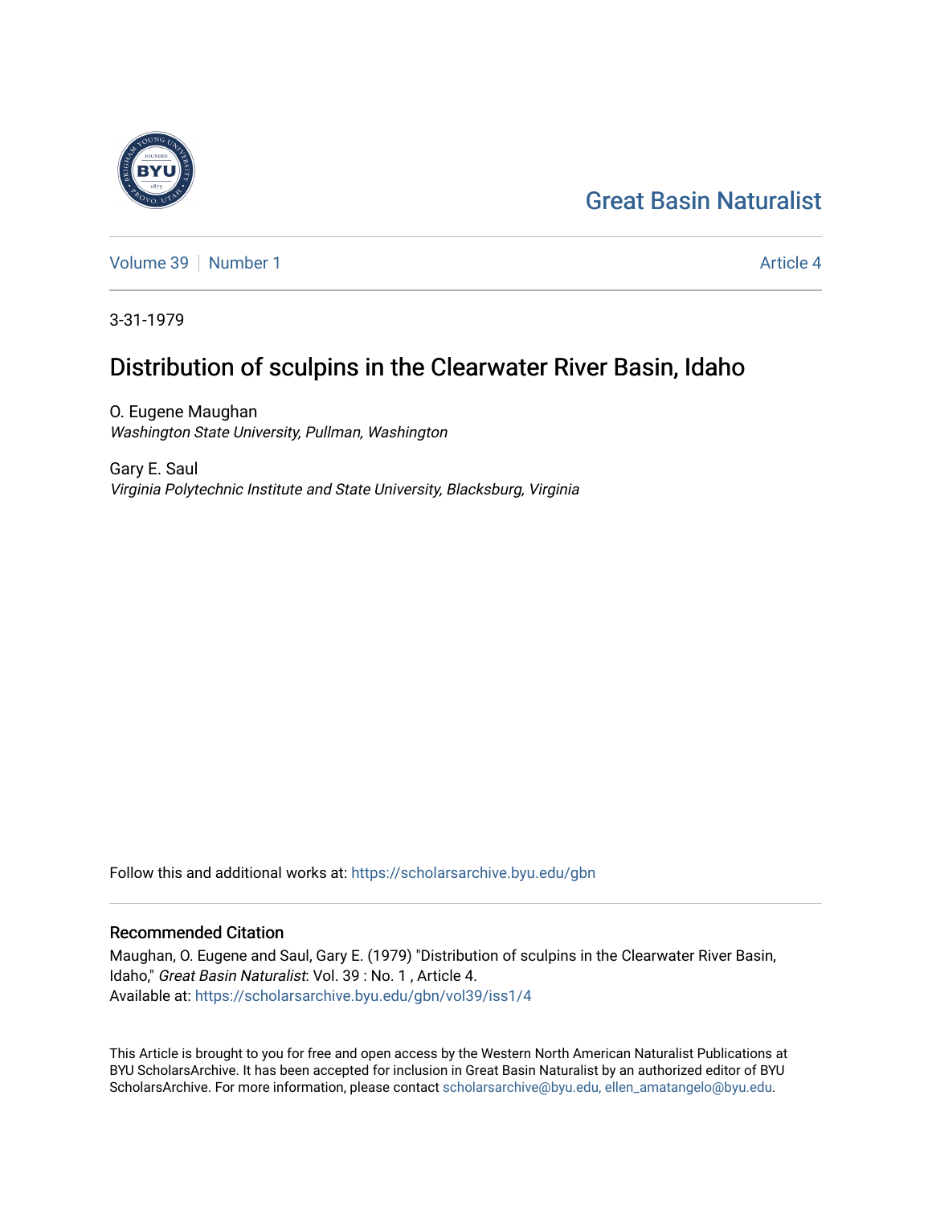Great Basin Naturalist

Volume 39 | Number 1 — Article 4

3-31-1979

# Distribution of sculpins in the Clearwater River Basin, Idaho

O. Eugene Maughan
*Washington State University, Pullman, Washington*

Gary E. Saul
*Virginia Polytechnic Institute and State University, Blacksburg, Virginia*

Follow this and additional works at: https://scholarsarchive.byu.edu/gbn

## Recommended Citation

Maughan, O. Eugene and Saul, Gary E. (1979) "Distribution of sculpins in the Clearwater River Basin, Idaho," *Great Basin Naturalist*: Vol. 39 : No. 1 , Article 4.
Available at: https://scholarsarchive.byu.edu/gbn/vol39/iss1/4

This Article is brought to you for free and open access by the Western North American Naturalist Publications at BYU ScholarsArchive. It has been accepted for inclusion in Great Basin Naturalist by an authorized editor of BYU ScholarsArchive. For more information, please contact scholarsarchive@byu.edu, ellen_amatangelo@byu.edu.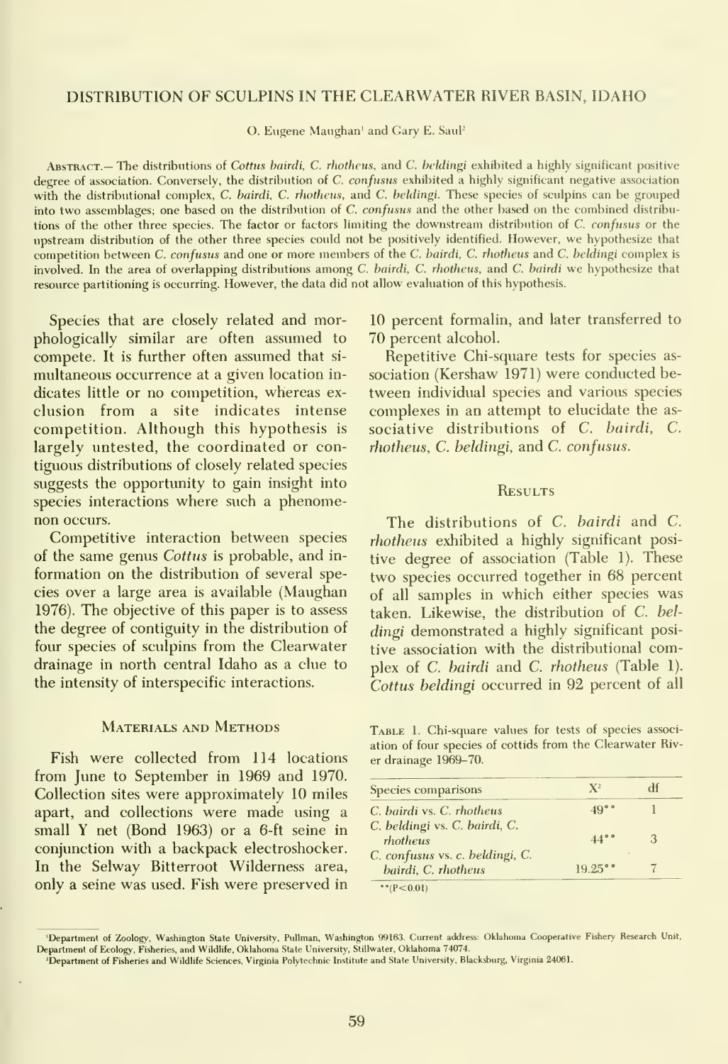# DISTRIBUTION OF SCULPINS IN THE CLEARWATER RIVER BASIN, IDAHO

O. Eugene Maughan[1] and Gary E. Saul[2]

Abstract.— The distributions of *Cottus bairdi*, *C. rhotheus*, and *C. beldingi* exhibited a highly significant positive degree of association. Conversely, the distribution of *C. confusus* exhibited a highly significant negative association with the distributional complex, *C. bairdi*, *C. rhotheus*, and *C. beldingi*. These species of sculpins can be grouped into two assemblages; one based on the distribution of *C. confusus* and the other based on the combined distributions of the other three species. The factor or factors limiting the downstream distribution of *C. confusus* or the upstream distribution of the other three species could not be positively identified. However, we hypothesize that competition between *C. confusus* and one or more members of the *C. bairdi*, *C. rhotheus* and *C. beldingi* complex is involved. In the area of overlapping distributions among *C. bairdi*, *C. rhotheus*, and *C. bairdi* we hypothesize that resource partitioning is occurring. However, the data did not allow evaluation of this hypothesis.

Species that are closely related and morphologically similar are often assumed to compete. It is further often assumed that simultaneous occurrence at a given location indicates little or no competition, whereas exclusion from a site indicates intense competition. Although this hypothesis is largely untested, the coordinated or contiguous distributions of closely related species suggests the opportunity to gain insight into species interactions where such a phenomenon occurs.

Competitive interaction between species of the same genus *Cottus* is probable, and information on the distribution of several species over a large area is available (Maughan 1976). The objective of this paper is to assess the degree of contiguity in the distribution of four species of sculpins from the Clearwater drainage in north central Idaho as a clue to the intensity of interspecific interactions.

## Materials and Methods

Fish were collected from 114 locations from June to September in 1969 and 1970. Collection sites were approximately 10 miles apart, and collections were made using a small Y net (Bond 1963) or a 6-ft seine in conjunction with a backpack electroshocker. In the Selway Bitterroot Wilderness area, only a seine was used. Fish were preserved in 10 percent formalin, and later transferred to 70 percent alcohol.

Repetitive Chi-square tests for species association (Kershaw 1971) were conducted between individual species and various species complexes in an attempt to elucidate the associative distributions of *C. bairdi*, *C. rhotheus*, *C. beldingi*, and *C. confusus*.

## Results

The distributions of *C. bairdi* and *C. rhotheus* exhibited a highly significant positive degree of association (Table 1). These two species occurred together in 68 percent of all samples in which either species was taken. Likewise, the distribution of *C. beldingi* demonstrated a highly significant positive association with the distributional complex of *C. bairdi* and *C. rhotheus* (Table 1). *Cottus beldingi* occurred in 92 percent of all

Table 1. Chi-square values for tests of species association of four species of cottids from the Clearwater River drainage 1969–70.

| Species comparisons | $X^2$ | df |
|---|---|---|
| *C. bairdi* vs. *C. rhotheus* | 49** | 1 |
| *C. beldingi* vs. *C. bairdi*, *C. rhotheus* | 44** | 3 |
| *C. confusus* vs. *c. beldingi*, *C. bairdi*, *C. rhotheus* | 19.25** | 7 |

**(P<0.01)

[1]Department of Zoology, Washington State University, Pullman, Washington 99163. Current address: Oklahoma Cooperative Fishery Research Unit, Department of Ecology, Fisheries, and Wildlife, Oklahoma State University, Stillwater, Oklahoma 74074.

[2]Department of Fisheries and Wildlife Sciences, Virginia Polytechnic Institute and State University, Blacksburg, Virginia 24061.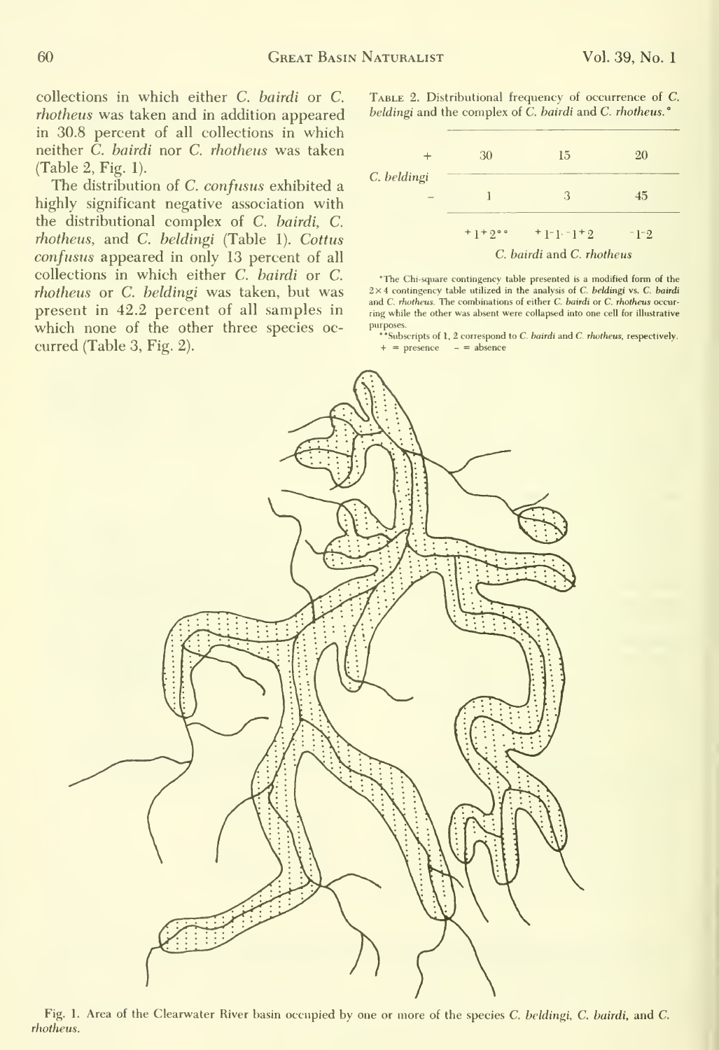collections in which either *C. bairdi* or *C. rhotheus* was taken and in addition appeared in 30.8 percent of all collections in which neither *C. bairdi* nor *C. rhotheus* was taken (Table 2, Fig. 1).

The distribution of *C. confusus* exhibited a highly significant negative association with the distributional complex of *C. bairdi*, *C. rhotheus*, and *C. beldingi* (Table 1). *Cottus confusus* appeared in only 13 percent of all collections in which either *C. bairdi* or *C. rhotheus* or *C. beldingi* was taken, but was present in 42.2 percent of all samples in which none of the other three species occurred (Table 3, Fig. 2).

Table 2. Distributional frequency of occurrence of *C. beldingi* and the complex of *C. bairdi* and *C. rhotheus*.*

| *C. beldingi* | $^{+}1^{+}2$** | $^{+}1^{-}1 \cdot {}^{-}1^{+}2$ | $^{-}1^{-}2$ |
|---|---|---|---|
| + | 30 | 15 | 20 |
| − | 1 | 3 | 45 |
| | *C. bairdi* and *C. rhotheus* | | |

*The Chi-square contingency table presented is a modified form of the 2×4 contingency table utilized in the analysis of *C. beldingi* vs. *C. bairdi* and *C. rhotheus*. The combinations of either *C. bairdi* or *C. rhotheus* occurring while the other was absent were collapsed into one cell for illustrative purposes.

**Subscripts of 1, 2 correspond to *C. bairdi* and *C. rhotheus*, respectively. + = presence − = absence

Fig. 1. Area of the Clearwater River basin occupied by one or more of the species *C. beldingi*, *C. bairdi*, and *C. rhotheus*.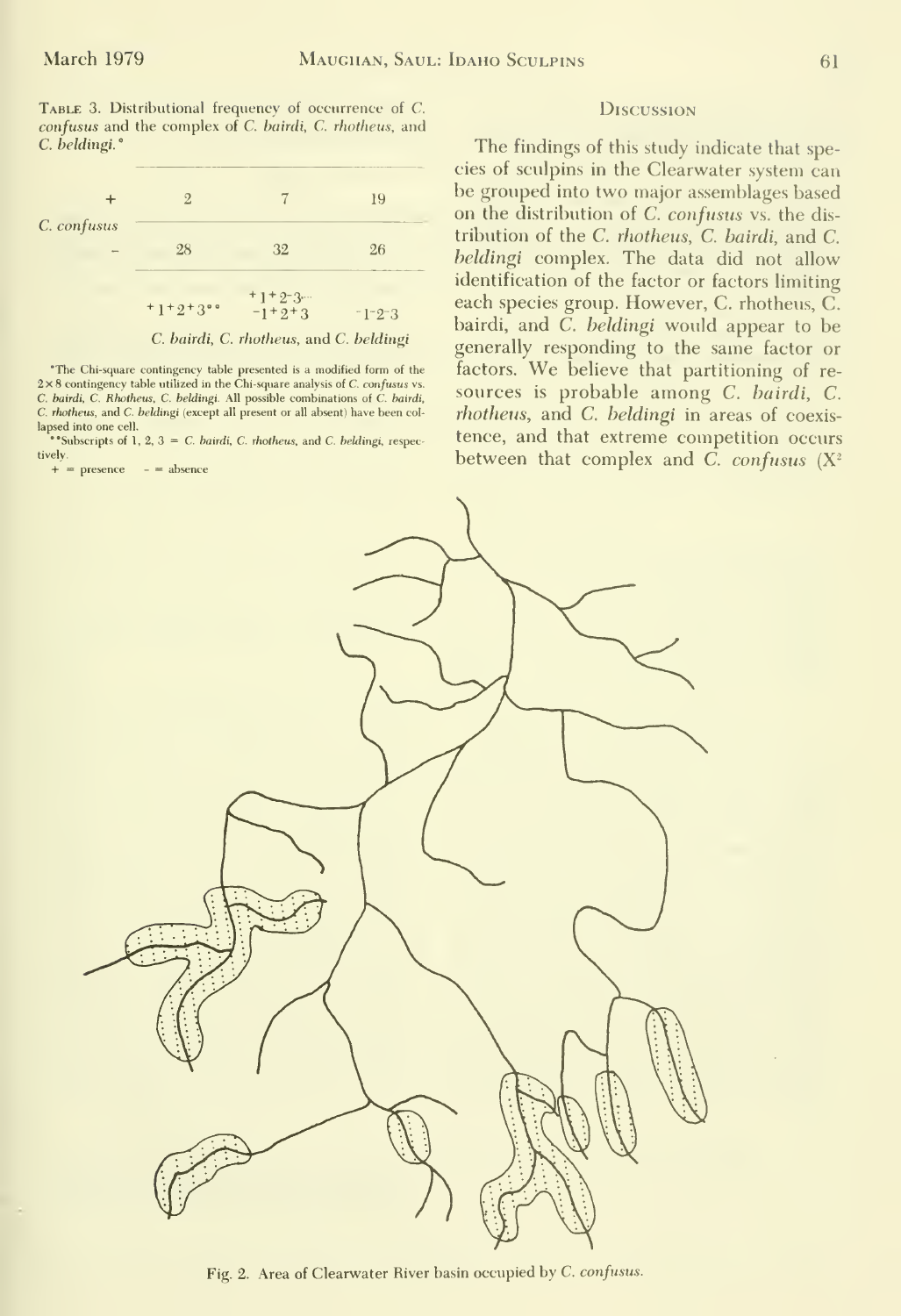**Table 3.** Distributional frequency of occurrence of *C. confusus* and the complex of *C. bairdi*, *C. rhotheus*, and *C. beldingi*.*

| | | | | |
|---|---|---|---|---|
| *C. confusus* | + | 2 | 7 | 19 |
| | – | 28 | 32 | 26 |
| | | $^{+}1^{+}2^{+}3$** | $^{+}1^{+}2^{-}3 \ldots$ $^{-}1^{+}2^{+}3$ | $^{-}1^{-}2^{-}3$ |
| | | *C. bairdi, C. rhotheus,* and *C. beldingi* | | |

*The Chi-square contingency table presented is a modified form of the 2 × 8 contingency table utilized in the Chi-square analysis of *C. confusus* vs. *C. bairdi*, *C. Rhotheus*, *C. beldingi*. All possible combinations of *C. bairdi*, *C. rhotheus*, and *C. beldingi* (except all present or all absent) have been collapsed into one cell.

**Subscripts of 1, 2, 3 = *C. bairdi*, *C. rhotheus*, and *C. beldingi*, respectively.

+ = presence – = absence

## Discussion

The findings of this study indicate that species of sculpins in the Clearwater system can be grouped into two major assemblages based on the distribution of *C. confusus* vs. the distribution of the *C. rhotheus*, *C. bairdi*, and *C. beldingi* complex. The data did not allow identification of the factor or factors limiting each species group. However, C. rhotheus, C. bairdi, and *C. beldingi* would appear to be generally responding to the same factor or factors. We believe that partitioning of resources is probable among *C. bairdi*, *C. rhotheus*, and *C. beldingi* in areas of coexistence, and that extreme competition occurs between that complex and *C. confusus* ($X^2$

Fig. 2. Area of Clearwater River basin occupied by *C. confusus*.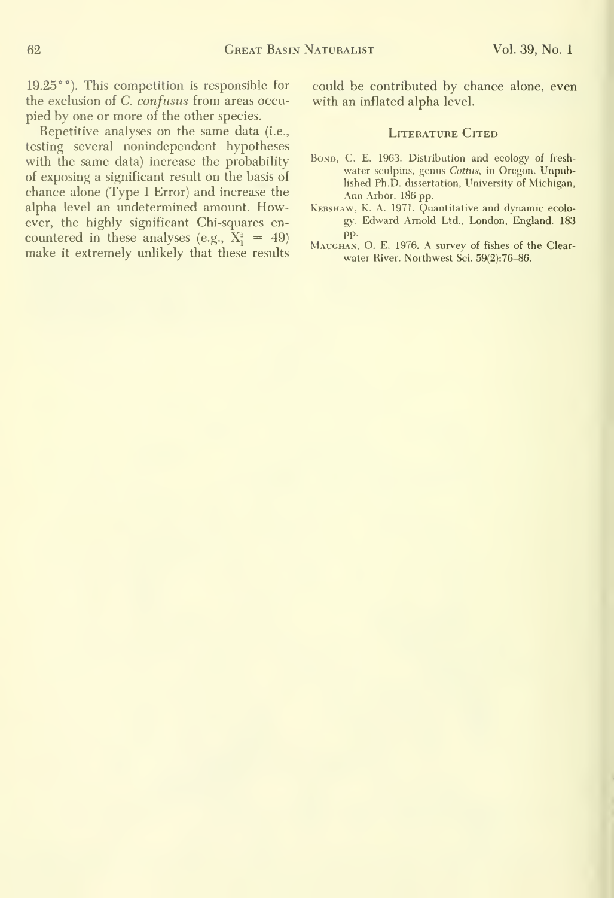19.25**). This competition is responsible for the exclusion of *C. confusus* from areas occupied by one or more of the other species.

Repetitive analyses on the same data (i.e., testing several nonindependent hypotheses with the same data) increase the probability of exposing a significant result on the basis of chance alone (Type I Error) and increase the alpha level an undetermined amount. However, the highly significant Chi-squares encountered in these analyses (e.g., $X^2_1 = 49$) make it extremely unlikely that these results could be contributed by chance alone, even with an inflated alpha level.

## Literature Cited

Bond, C. E. 1963. Distribution and ecology of freshwater sculpins, genus *Cottus*, in Oregon. Unpublished Ph.D. dissertation, University of Michigan, Ann Arbor. 186 pp.

Kershaw, K. A. 1971. Quantitative and dynamic ecology. Edward Arnold Ltd., London, England. 183 pp.

Maughan, O. E. 1976. A survey of fishes of the Clearwater River. Northwest Sci. 59(2):76–86.